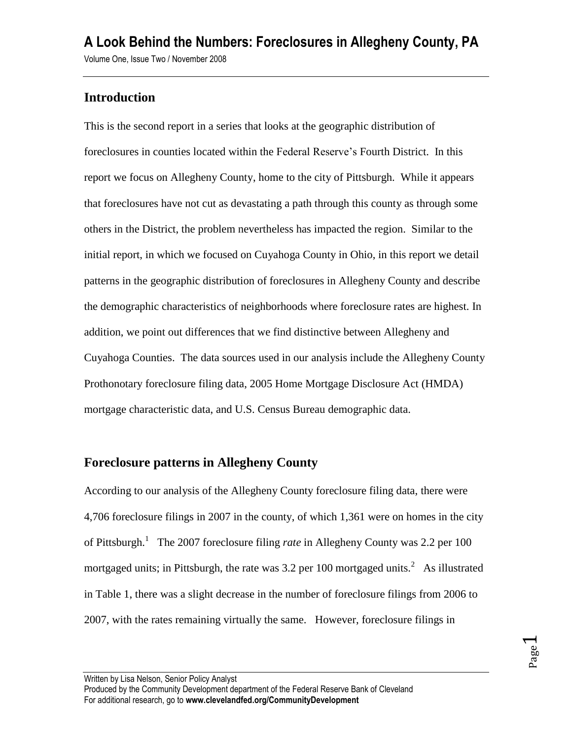# A Look Behind the Numbers: Foreclosures in Allegheny County, PA

Volume One, Issue Two / November 2008

## Introduction

This is the second report in a series that looks at the geographic distribution of foreclosures in counties located within the Federal Reserve's Fourth District. In this report we focus on Allegheny County, home to the city of Pittsburgh. While it appears that foreclosures have not cut as devastating a path through this county as through some others in the District, the problem nevertheless has impacted the region. Similar to the initial report, in which we focused on Cuyahoga County in Ohio, in this report we detail patterns in the geographic distribution of foreclosures in Allegheny County and describe the demographic characteristics of neighborhoods where foreclosure rates are highest. In addition, we point out differences that we find distinctive between Allegheny and Cuyahoga Counties. The data sources used in our analysis include the Allegheny County Prothonotary foreclosure filing data, 2005 Home Mortgage Disclosure Act (HMDA) mortgage characteristic data, and U.S. Census Bureau demographic data.

## Foreclosure patterns in Allegheny County

According to our analysis of the Allegheny County foreclosure filing data, there were 4,706 foreclosure filings in 2007 in the county, of which 1,361 were on homes in the city of Pittsburgh.[1] The 2007 foreclosure filing *rate* in Allegheny County was 2.2 per 100 mortgaged units; in Pittsburgh, the rate was 3.2 per 100 mortgaged units.[2] As illustrated in Table 1, there was a slight decrease in the number of foreclosure filings from 2006 to 2007, with the rates remaining virtually the same. However, foreclosure filings in

Written by Lisa Nelson, Senior Policy Analyst
Produced by the Community Development department of the Federal Reserve Bank of Cleveland
For additional research, go to **www.clevelandfed.org/CommunityDevelopment**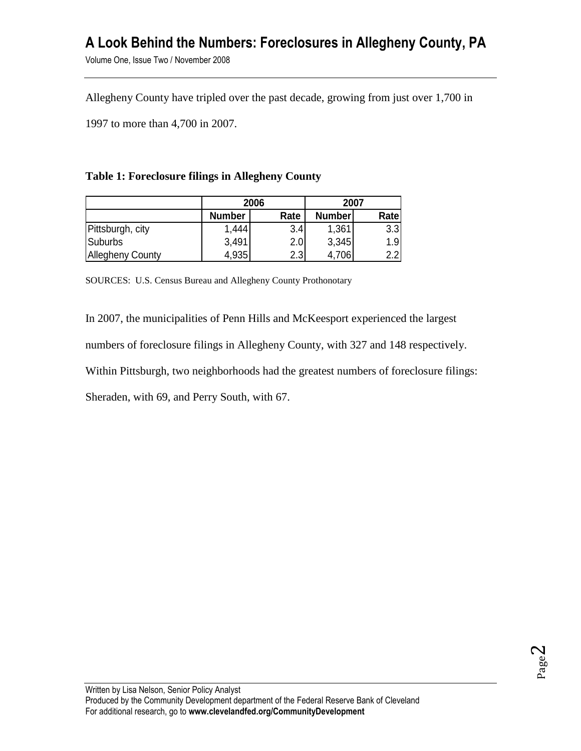Allegheny County have tripled over the past decade, growing from just over 1,700 in 1997 to more than 4,700 in 2007.

**Table 1: Foreclosure filings in Allegheny County**

| | 2006 | | 2007 | |
|---|---|---|---|---|
| | Number | Rate | Number | Rate |
| Pittsburgh, city | 1,444 | 3.4 | 1,361 | 3.3 |
| Suburbs | 3,491 | 2.0 | 3,345 | 1.9 |
| Allegheny County | 4,935 | 2.3 | 4,706 | 2.2 |

SOURCES: U.S. Census Bureau and Allegheny County Prothonotary

In 2007, the municipalities of Penn Hills and McKeesport experienced the largest numbers of foreclosure filings in Allegheny County, with 327 and 148 respectively. Within Pittsburgh, two neighborhoods had the greatest numbers of foreclosure filings: Sheraden, with 69, and Perry South, with 67.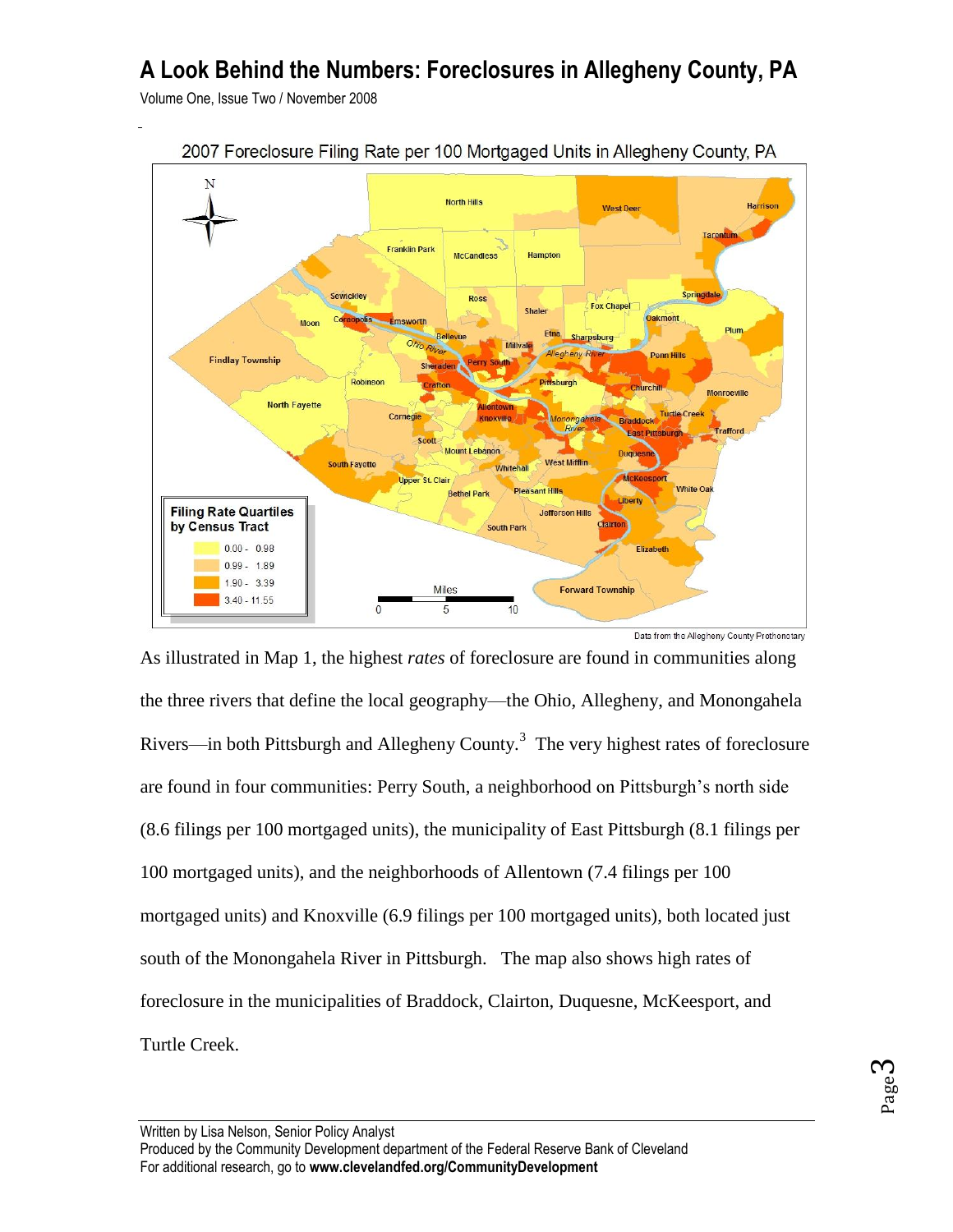# A Look Behind the Numbers: Foreclosures in Allegheny County, PA

Volume One, Issue Two / November 2008

2007 Foreclosure Filing Rate per 100 Mortgaged Units in Allegheny County, PA

Filing Rate Quartiles by Census Tract

- 0.00 - 0.98
- 0.99 - 1.89
- 1.90 - 3.39
- 3.40 - 11.55

Data from the Allegheny County Prothonotary

As illustrated in Map 1, the highest *rates* of foreclosure are found in communities along the three rivers that define the local geography—the Ohio, Allegheny, and Monongahela Rivers—in both Pittsburgh and Allegheny County.[3] The very highest rates of foreclosure are found in four communities: Perry South, a neighborhood on Pittsburgh's north side (8.6 filings per 100 mortgaged units), the municipality of East Pittsburgh (8.1 filings per 100 mortgaged units), and the neighborhoods of Allentown (7.4 filings per 100 mortgaged units) and Knoxville (6.9 filings per 100 mortgaged units), both located just south of the Monongahela River in Pittsburgh. The map also shows high rates of foreclosure in the municipalities of Braddock, Clairton, Duquesne, McKeesport, and Turtle Creek.

Written by Lisa Nelson, Senior Policy Analyst
Produced by the Community Development department of the Federal Reserve Bank of Cleveland
For additional research, go to **www.clevelandfed.org/CommunityDevelopment**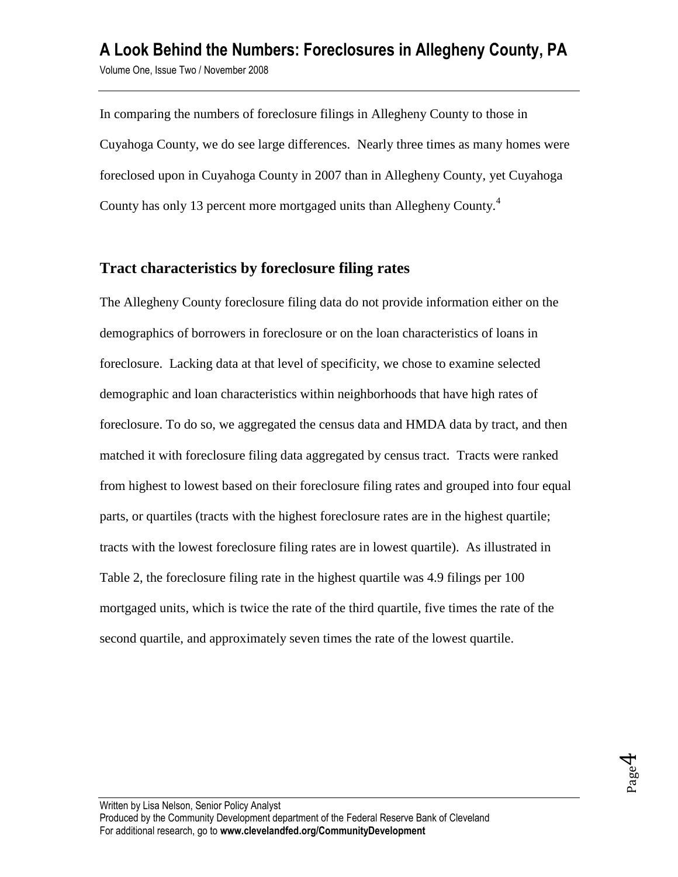In comparing the numbers of foreclosure filings in Allegheny County to those in Cuyahoga County, we do see large differences. Nearly three times as many homes were foreclosed upon in Cuyahoga County in 2007 than in Allegheny County, yet Cuyahoga County has only 13 percent more mortgaged units than Allegheny County.[4]

## Tract characteristics by foreclosure filing rates

The Allegheny County foreclosure filing data do not provide information either on the demographics of borrowers in foreclosure or on the loan characteristics of loans in foreclosure. Lacking data at that level of specificity, we chose to examine selected demographic and loan characteristics within neighborhoods that have high rates of foreclosure. To do so, we aggregated the census data and HMDA data by tract, and then matched it with foreclosure filing data aggregated by census tract. Tracts were ranked from highest to lowest based on their foreclosure filing rates and grouped into four equal parts, or quartiles (tracts with the highest foreclosure rates are in the highest quartile; tracts with the lowest foreclosure filing rates are in lowest quartile). As illustrated in Table 2, the foreclosure filing rate in the highest quartile was 4.9 filings per 100 mortgaged units, which is twice the rate of the third quartile, five times the rate of the second quartile, and approximately seven times the rate of the lowest quartile.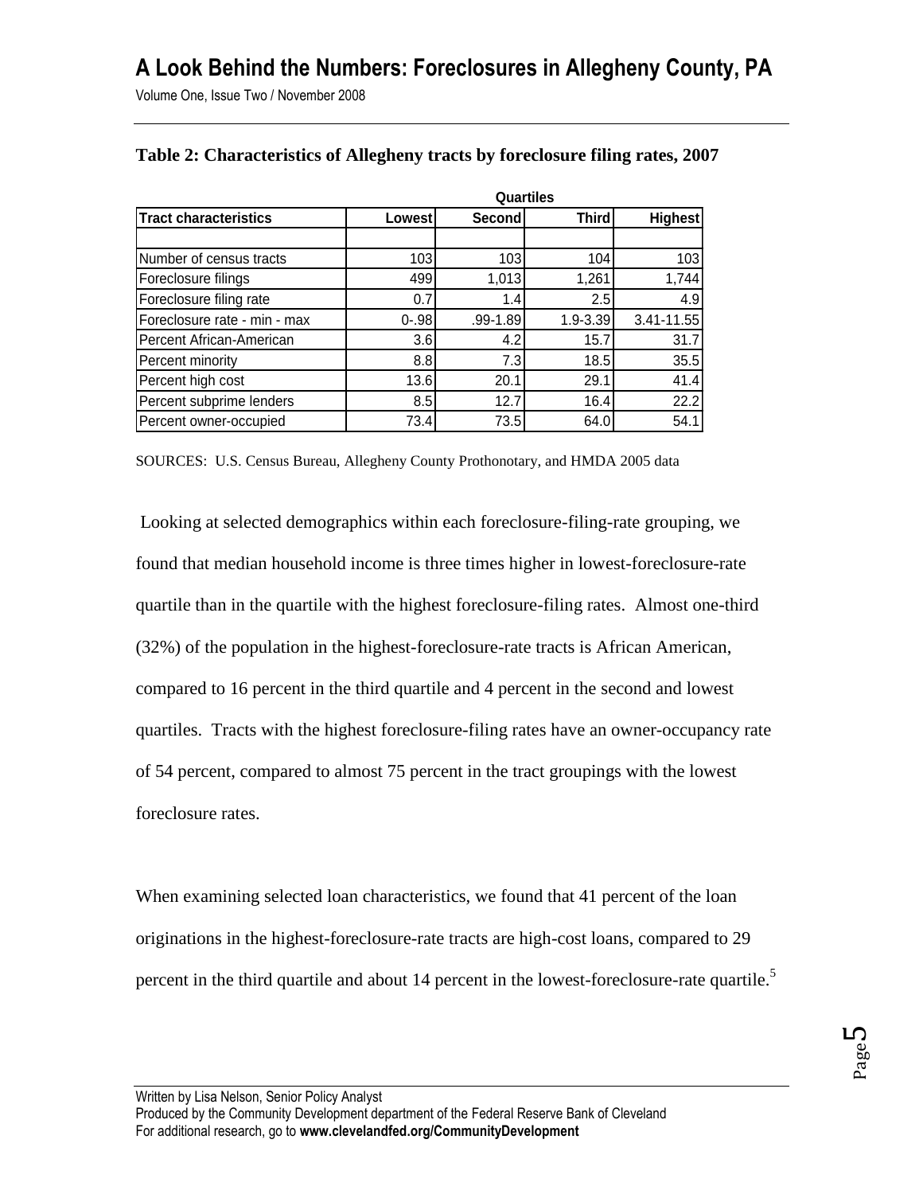**Table 2: Characteristics of Allegheny tracts by foreclosure filing rates, 2007**

| | Quartiles | | | |
|---|---|---|---|---|
| **Tract characteristics** | **Lowest** | **Second** | **Third** | **Highest** |
| | | | | |
| Number of census tracts | 103 | 103 | 104 | 103 |
| Foreclosure filings | 499 | 1,013 | 1,261 | 1,744 |
| Foreclosure filing rate | 0.7 | 1.4 | 2.5 | 4.9 |
| Foreclosure rate - min - max | 0-.98 | .99-1.89 | 1.9-3.39 | 3.41-11.55 |
| Percent African-American | 3.6 | 4.2 | 15.7 | 31.7 |
| Percent minority | 8.8 | 7.3 | 18.5 | 35.5 |
| Percent high cost | 13.6 | 20.1 | 29.1 | 41.4 |
| Percent subprime lenders | 8.5 | 12.7 | 16.4 | 22.2 |
| Percent owner-occupied | 73.4 | 73.5 | 64.0 | 54.1 |

SOURCES: U.S. Census Bureau, Allegheny County Prothonotary, and HMDA 2005 data

Looking at selected demographics within each foreclosure-filing-rate grouping, we found that median household income is three times higher in lowest-foreclosure-rate quartile than in the quartile with the highest foreclosure-filing rates. Almost one-third (32%) of the population in the highest-foreclosure-rate tracts is African American, compared to 16 percent in the third quartile and 4 percent in the second and lowest quartiles. Tracts with the highest foreclosure-filing rates have an owner-occupancy rate of 54 percent, compared to almost 75 percent in the tract groupings with the lowest foreclosure rates.

When examining selected loan characteristics, we found that 41 percent of the loan originations in the highest-foreclosure-rate tracts are high-cost loans, compared to 29 percent in the third quartile and about 14 percent in the lowest-foreclosure-rate quartile.[5]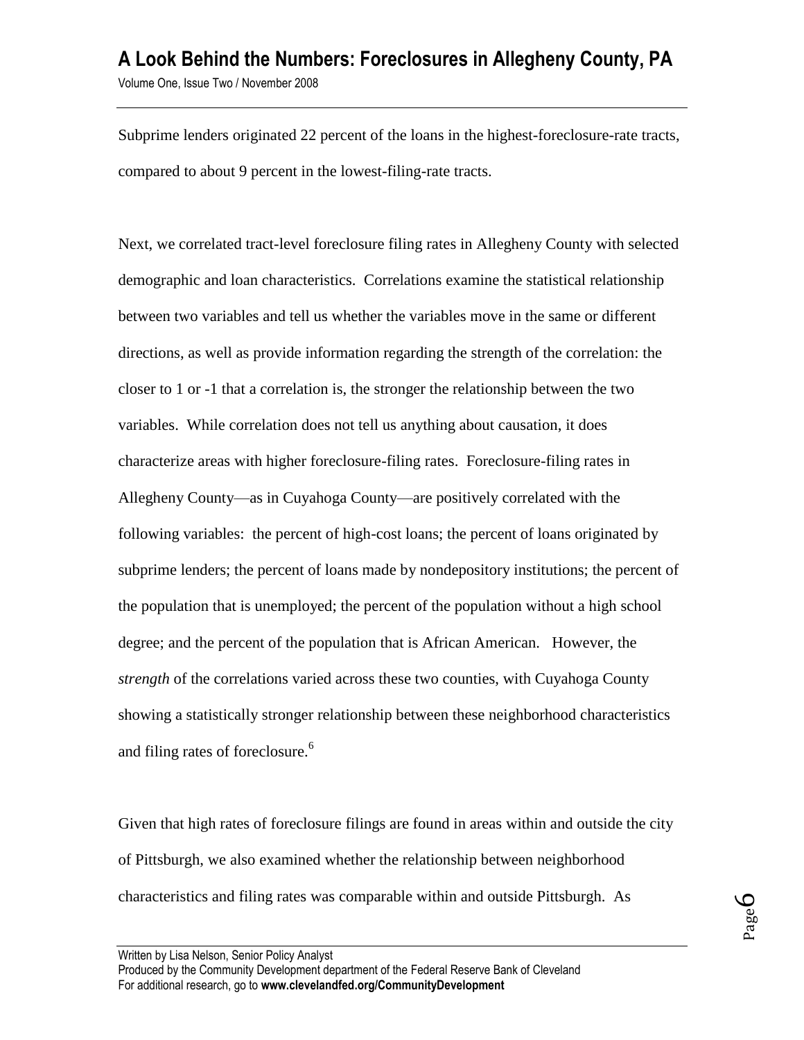Subprime lenders originated 22 percent of the loans in the highest-foreclosure-rate tracts, compared to about 9 percent in the lowest-filing-rate tracts.

Next, we correlated tract-level foreclosure filing rates in Allegheny County with selected demographic and loan characteristics. Correlations examine the statistical relationship between two variables and tell us whether the variables move in the same or different directions, as well as provide information regarding the strength of the correlation: the closer to 1 or -1 that a correlation is, the stronger the relationship between the two variables. While correlation does not tell us anything about causation, it does characterize areas with higher foreclosure-filing rates. Foreclosure-filing rates in Allegheny County—as in Cuyahoga County—are positively correlated with the following variables: the percent of high-cost loans; the percent of loans originated by subprime lenders; the percent of loans made by nondepository institutions; the percent of the population that is unemployed; the percent of the population without a high school degree; and the percent of the population that is African American. However, the *strength* of the correlations varied across these two counties, with Cuyahoga County showing a statistically stronger relationship between these neighborhood characteristics and filing rates of foreclosure.[6]

Given that high rates of foreclosure filings are found in areas within and outside the city of Pittsburgh, we also examined whether the relationship between neighborhood characteristics and filing rates was comparable within and outside Pittsburgh. As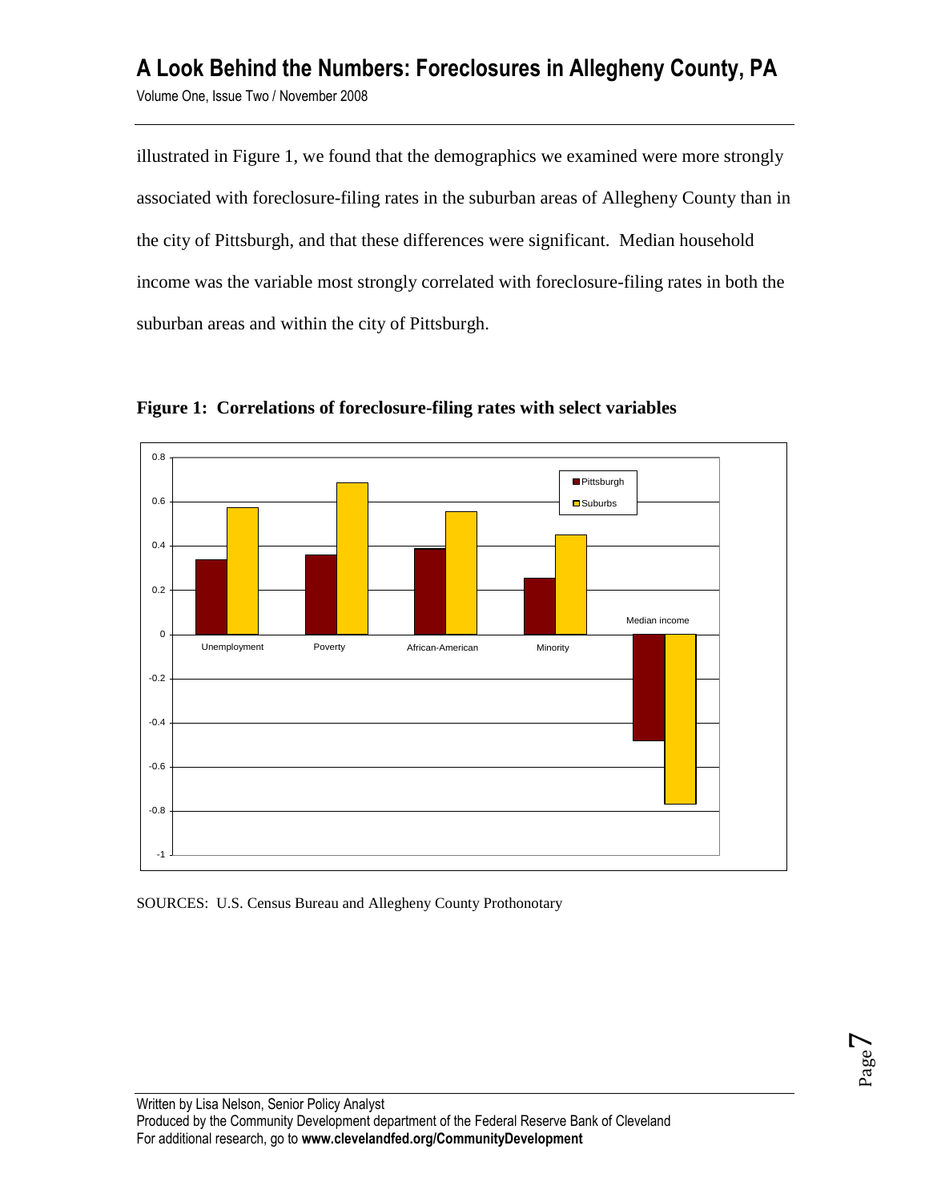illustrated in Figure 1, we found that the demographics we examined were more strongly associated with foreclosure-filing rates in the suburban areas of Allegheny County than in the city of Pittsburgh, and that these differences were significant. Median household income was the variable most strongly correlated with foreclosure-filing rates in both the suburban areas and within the city of Pittsburgh.

**Figure 1: Correlations of foreclosure-filing rates with select variables**

SOURCES: U.S. Census Bureau and Allegheny County Prothonotary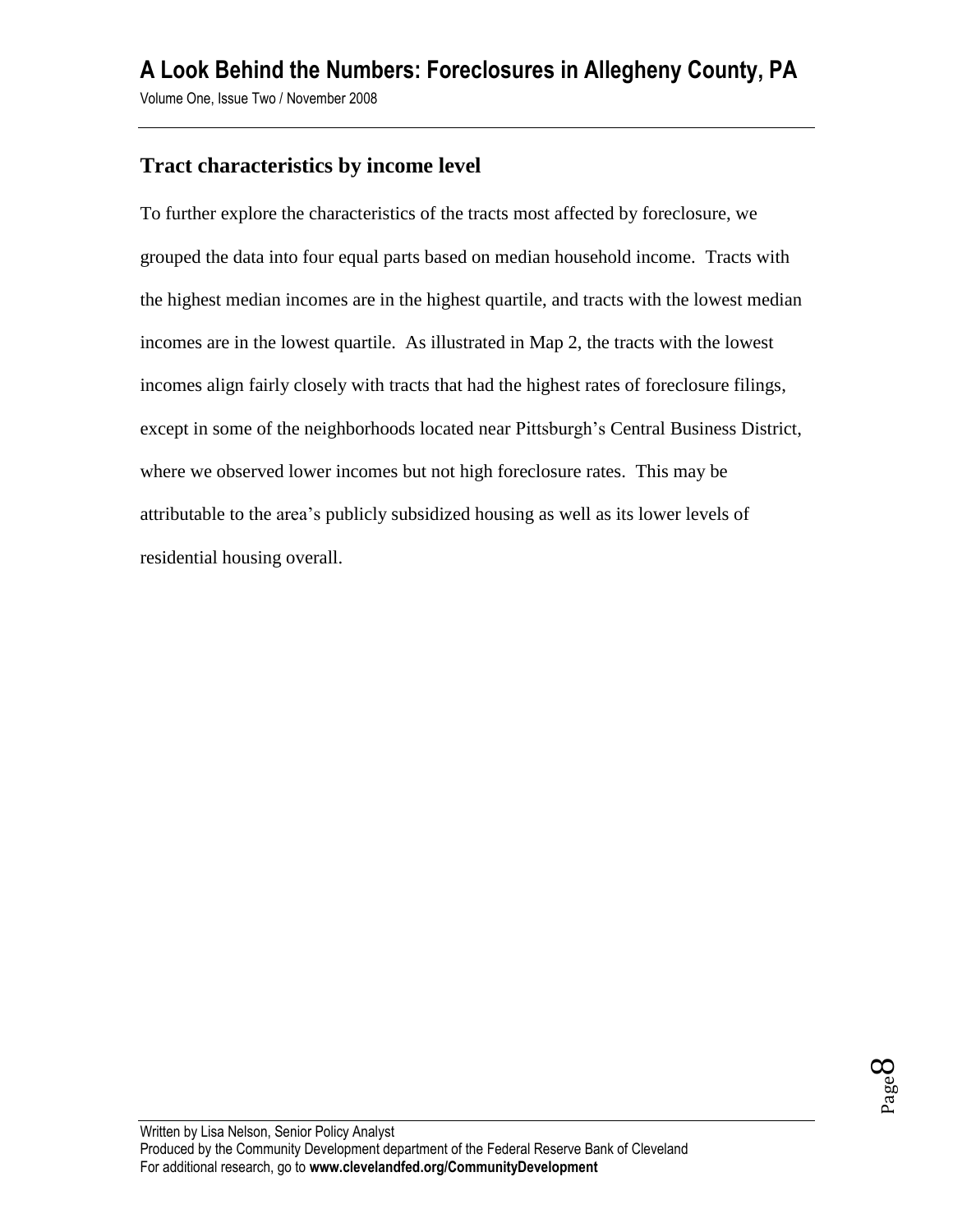## Tract characteristics by income level

To further explore the characteristics of the tracts most affected by foreclosure, we grouped the data into four equal parts based on median household income. Tracts with the highest median incomes are in the highest quartile, and tracts with the lowest median incomes are in the lowest quartile. As illustrated in Map 2, the tracts with the lowest incomes align fairly closely with tracts that had the highest rates of foreclosure filings, except in some of the neighborhoods located near Pittsburgh's Central Business District, where we observed lower incomes but not high foreclosure rates. This may be attributable to the area's publicly subsidized housing as well as its lower levels of residential housing overall.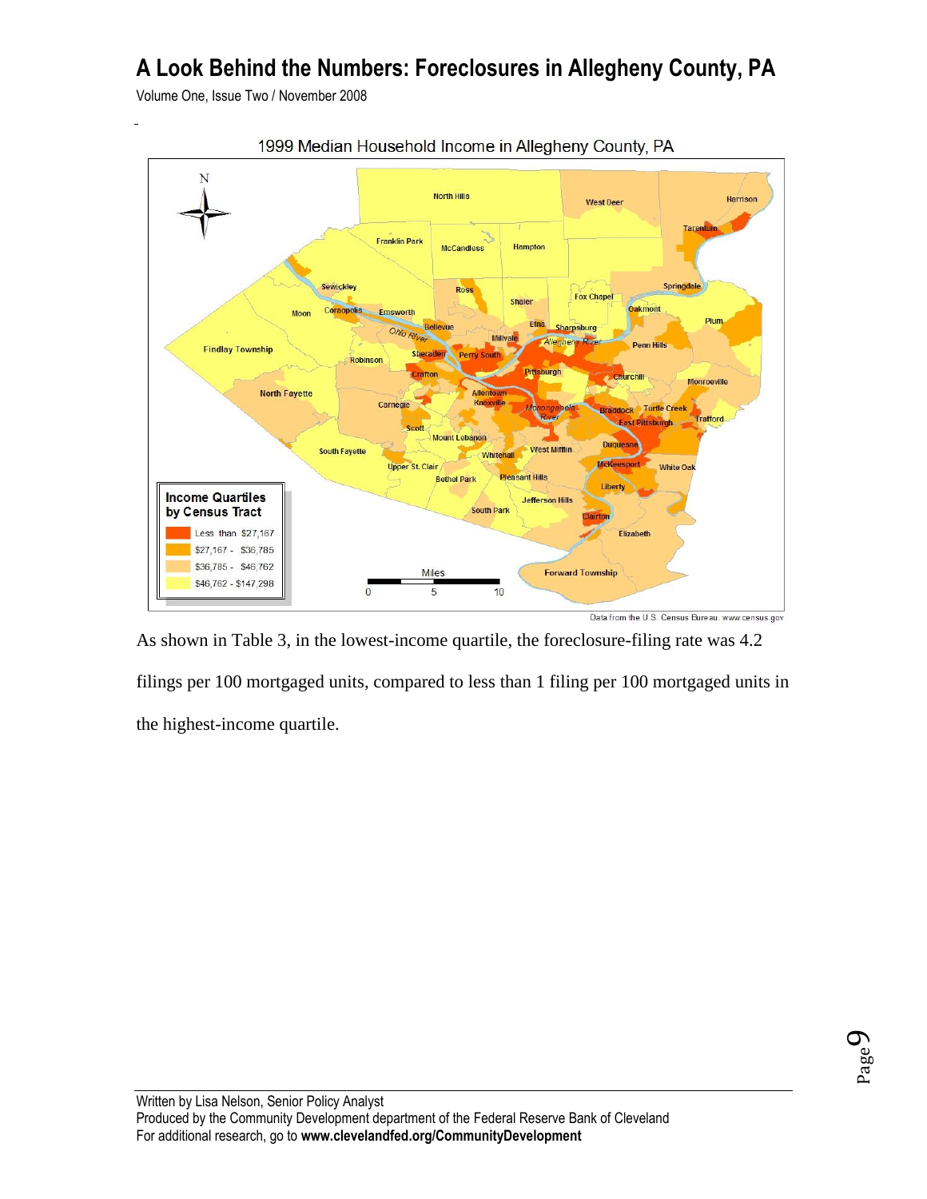1999 Median Household Income in Allegheny County, PA

Income Quartiles by Census Tract

- Less than $27,167
- $27,167 - $36,785
- $36,785 - $46,762
- $46,762 - $147,298

Data from the U.S. Census Bureau. www.census.gov

As shown in Table 3, in the lowest-income quartile, the foreclosure-filing rate was 4.2 filings per 100 mortgaged units, compared to less than 1 filing per 100 mortgaged units in the highest-income quartile.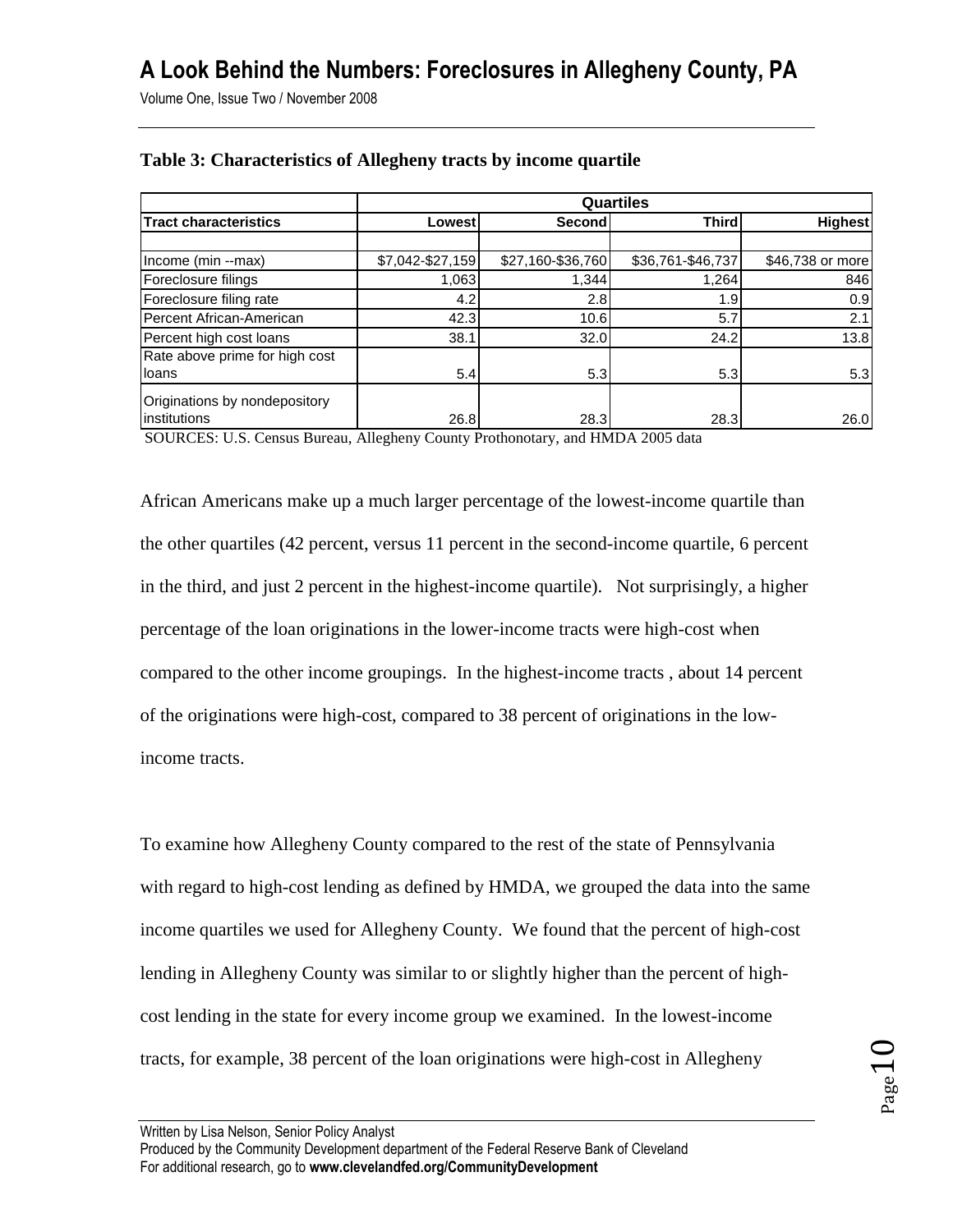**Table 3: Characteristics of Allegheny tracts by income quartile**

| | Quartiles | | | |
|---|---|---|---|---|
| **Tract characteristics** | **Lowest** | **Second** | **Third** | **Highest** |
| | | | | |
| Income (min --max) | $7,042-$27,159 | $27,160-$36,760 | $36,761-$46,737 | $46,738 or more |
| Foreclosure filings | 1,063 | 1,344 | 1,264 | 846 |
| Foreclosure filing rate | 4.2 | 2.8 | 1.9 | 0.9 |
| Percent African-American | 42.3 | 10.6 | 5.7 | 2.1 |
| Percent high cost loans | 38.1 | 32.0 | 24.2 | 13.8 |
| Rate above prime for high cost loans | 5.4 | 5.3 | 5.3 | 5.3 |
| Originations by nondepository institutions | 26.8 | 28.3 | 28.3 | 26.0 |

SOURCES: U.S. Census Bureau, Allegheny County Prothonotary, and HMDA 2005 data

African Americans make up a much larger percentage of the lowest-income quartile than the other quartiles (42 percent, versus 11 percent in the second-income quartile, 6 percent in the third, and just 2 percent in the highest-income quartile). Not surprisingly, a higher percentage of the loan originations in the lower-income tracts were high-cost when compared to the other income groupings. In the highest-income tracts , about 14 percent of the originations were high-cost, compared to 38 percent of originations in the low-income tracts.

To examine how Allegheny County compared to the rest of the state of Pennsylvania with regard to high-cost lending as defined by HMDA, we grouped the data into the same income quartiles we used for Allegheny County. We found that the percent of high-cost lending in Allegheny County was similar to or slightly higher than the percent of high-cost lending in the state for every income group we examined. In the lowest-income tracts, for example, 38 percent of the loan originations were high-cost in Allegheny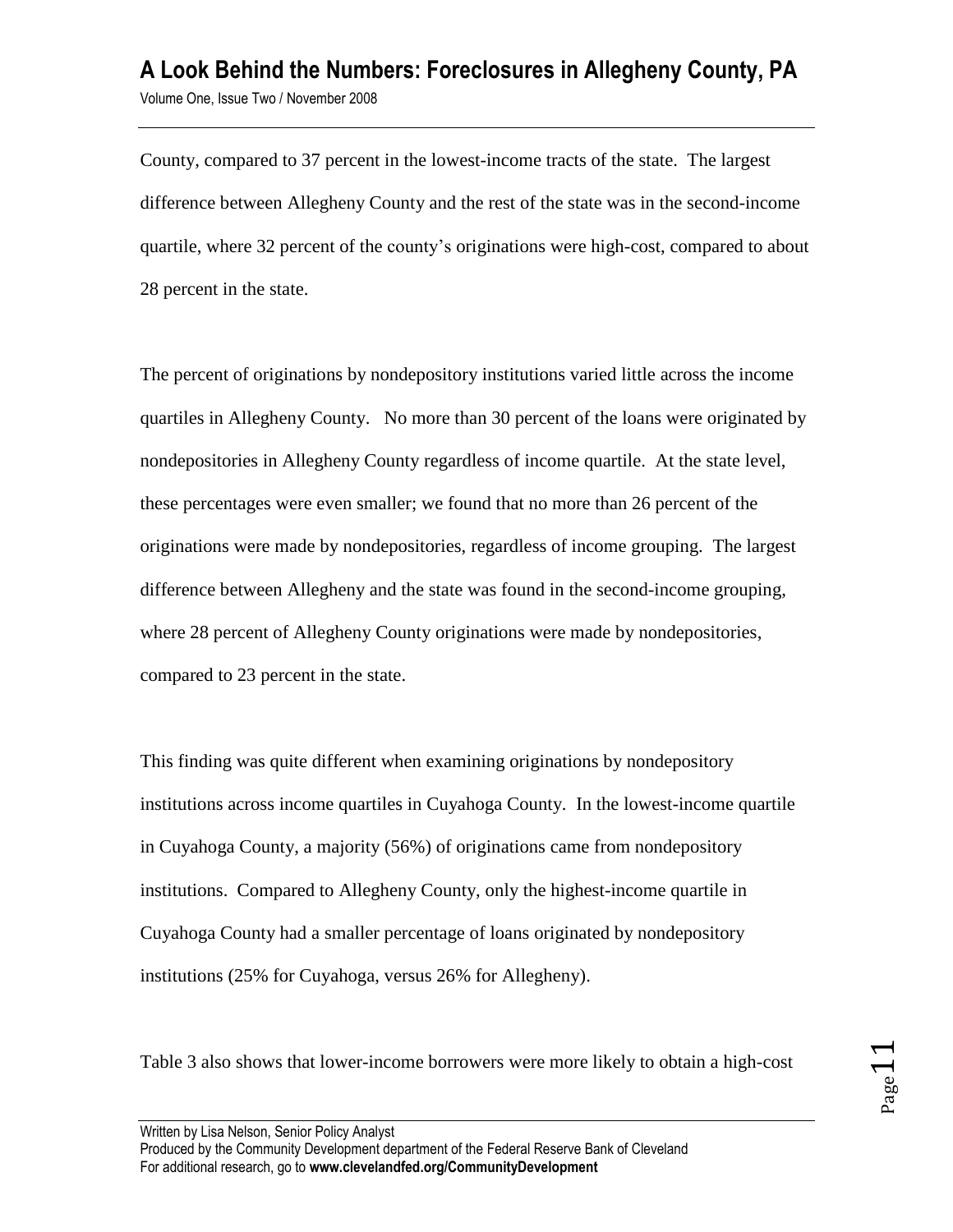County, compared to 37 percent in the lowest-income tracts of the state. The largest difference between Allegheny County and the rest of the state was in the second-income quartile, where 32 percent of the county's originations were high-cost, compared to about 28 percent in the state.

The percent of originations by nondepository institutions varied little across the income quartiles in Allegheny County. No more than 30 percent of the loans were originated by nondepositories in Allegheny County regardless of income quartile. At the state level, these percentages were even smaller; we found that no more than 26 percent of the originations were made by nondepositories, regardless of income grouping. The largest difference between Allegheny and the state was found in the second-income grouping, where 28 percent of Allegheny County originations were made by nondepositories, compared to 23 percent in the state.

This finding was quite different when examining originations by nondepository institutions across income quartiles in Cuyahoga County. In the lowest-income quartile in Cuyahoga County, a majority (56%) of originations came from nondepository institutions. Compared to Allegheny County, only the highest-income quartile in Cuyahoga County had a smaller percentage of loans originated by nondepository institutions (25% for Cuyahoga, versus 26% for Allegheny).

Table 3 also shows that lower-income borrowers were more likely to obtain a high-cost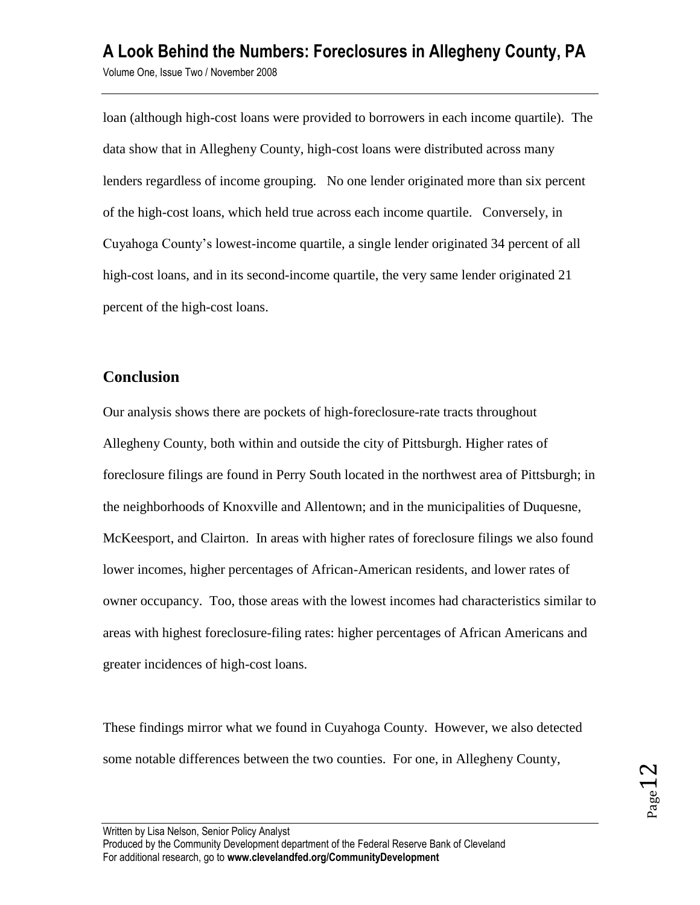loan (although high-cost loans were provided to borrowers in each income quartile). The data show that in Allegheny County, high-cost loans were distributed across many lenders regardless of income grouping. No one lender originated more than six percent of the high-cost loans, which held true across each income quartile. Conversely, in Cuyahoga County's lowest-income quartile, a single lender originated 34 percent of all high-cost loans, and in its second-income quartile, the very same lender originated 21 percent of the high-cost loans.

## Conclusion

Our analysis shows there are pockets of high-foreclosure-rate tracts throughout Allegheny County, both within and outside the city of Pittsburgh. Higher rates of foreclosure filings are found in Perry South located in the northwest area of Pittsburgh; in the neighborhoods of Knoxville and Allentown; and in the municipalities of Duquesne, McKeesport, and Clairton. In areas with higher rates of foreclosure filings we also found lower incomes, higher percentages of African-American residents, and lower rates of owner occupancy. Too, those areas with the lowest incomes had characteristics similar to areas with highest foreclosure-filing rates: higher percentages of African Americans and greater incidences of high-cost loans.

These findings mirror what we found in Cuyahoga County. However, we also detected some notable differences between the two counties. For one, in Allegheny County,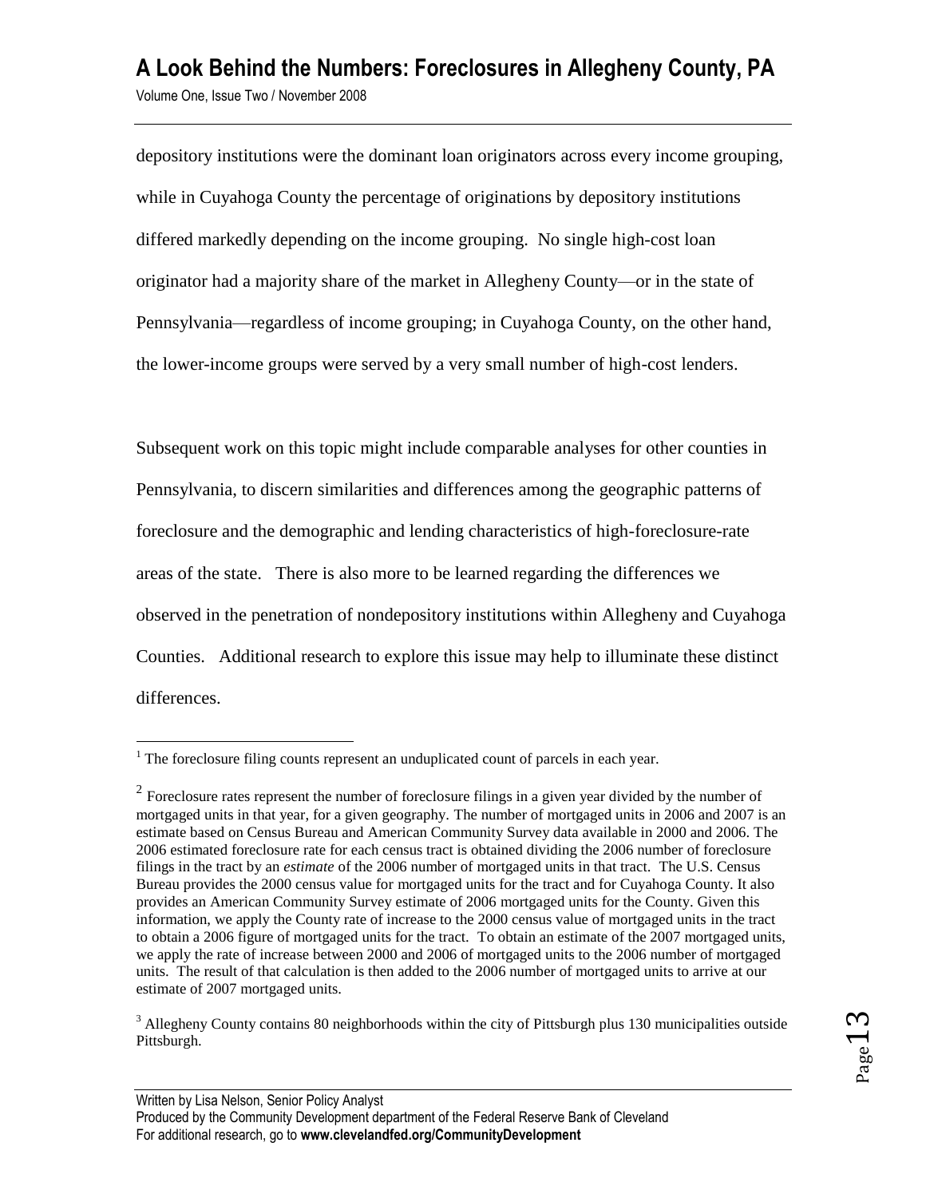depository institutions were the dominant loan originators across every income grouping, while in Cuyahoga County the percentage of originations by depository institutions differed markedly depending on the income grouping. No single high-cost loan originator had a majority share of the market in Allegheny County—or in the state of Pennsylvania—regardless of income grouping; in Cuyahoga County, on the other hand, the lower-income groups were served by a very small number of high-cost lenders.

Subsequent work on this topic might include comparable analyses for other counties in Pennsylvania, to discern similarities and differences among the geographic patterns of foreclosure and the demographic and lending characteristics of high-foreclosure-rate areas of the state. There is also more to be learned regarding the differences we observed in the penetration of nondepository institutions within Allegheny and Cuyahoga Counties. Additional research to explore this issue may help to illuminate these distinct differences.

---

[1] The foreclosure filing counts represent an unduplicated count of parcels in each year.

[2] Foreclosure rates represent the number of foreclosure filings in a given year divided by the number of mortgaged units in that year, for a given geography. The number of mortgaged units in 2006 and 2007 is an estimate based on Census Bureau and American Community Survey data available in 2000 and 2006. The 2006 estimated foreclosure rate for each census tract is obtained dividing the 2006 number of foreclosure filings in the tract by an *estimate* of the 2006 number of mortgaged units in that tract. The U.S. Census Bureau provides the 2000 census value for mortgaged units for the tract and for Cuyahoga County. It also provides an American Community Survey estimate of 2006 mortgaged units for the County. Given this information, we apply the County rate of increase to the 2000 census value of mortgaged units in the tract to obtain a 2006 figure of mortgaged units for the tract. To obtain an estimate of the 2007 mortgaged units, we apply the rate of increase between 2000 and 2006 of mortgaged units to the 2006 number of mortgaged units. The result of that calculation is then added to the 2006 number of mortgaged units to arrive at our estimate of 2007 mortgaged units.

[3] Allegheny County contains 80 neighborhoods within the city of Pittsburgh plus 130 municipalities outside Pittsburgh.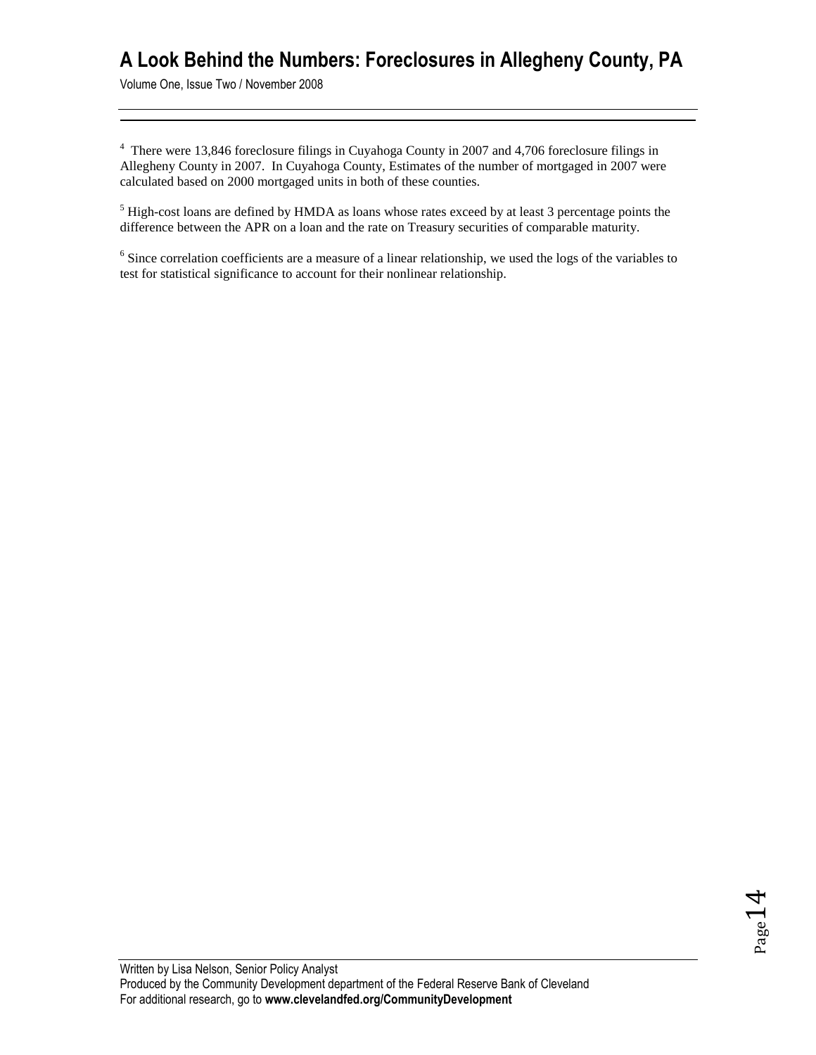[4] There were 13,846 foreclosure filings in Cuyahoga County in 2007 and 4,706 foreclosure filings in Allegheny County in 2007. In Cuyahoga County, Estimates of the number of mortgaged in 2007 were calculated based on 2000 mortgaged units in both of these counties.

[5] High-cost loans are defined by HMDA as loans whose rates exceed by at least 3 percentage points the difference between the APR on a loan and the rate on Treasury securities of comparable maturity.

[6] Since correlation coefficients are a measure of a linear relationship, we used the logs of the variables to test for statistical significance to account for their nonlinear relationship.

Written by Lisa Nelson, Senior Policy Analyst
Produced by the Community Development department of the Federal Reserve Bank of Cleveland
For additional research, go to **www.clevelandfed.org/CommunityDevelopment**